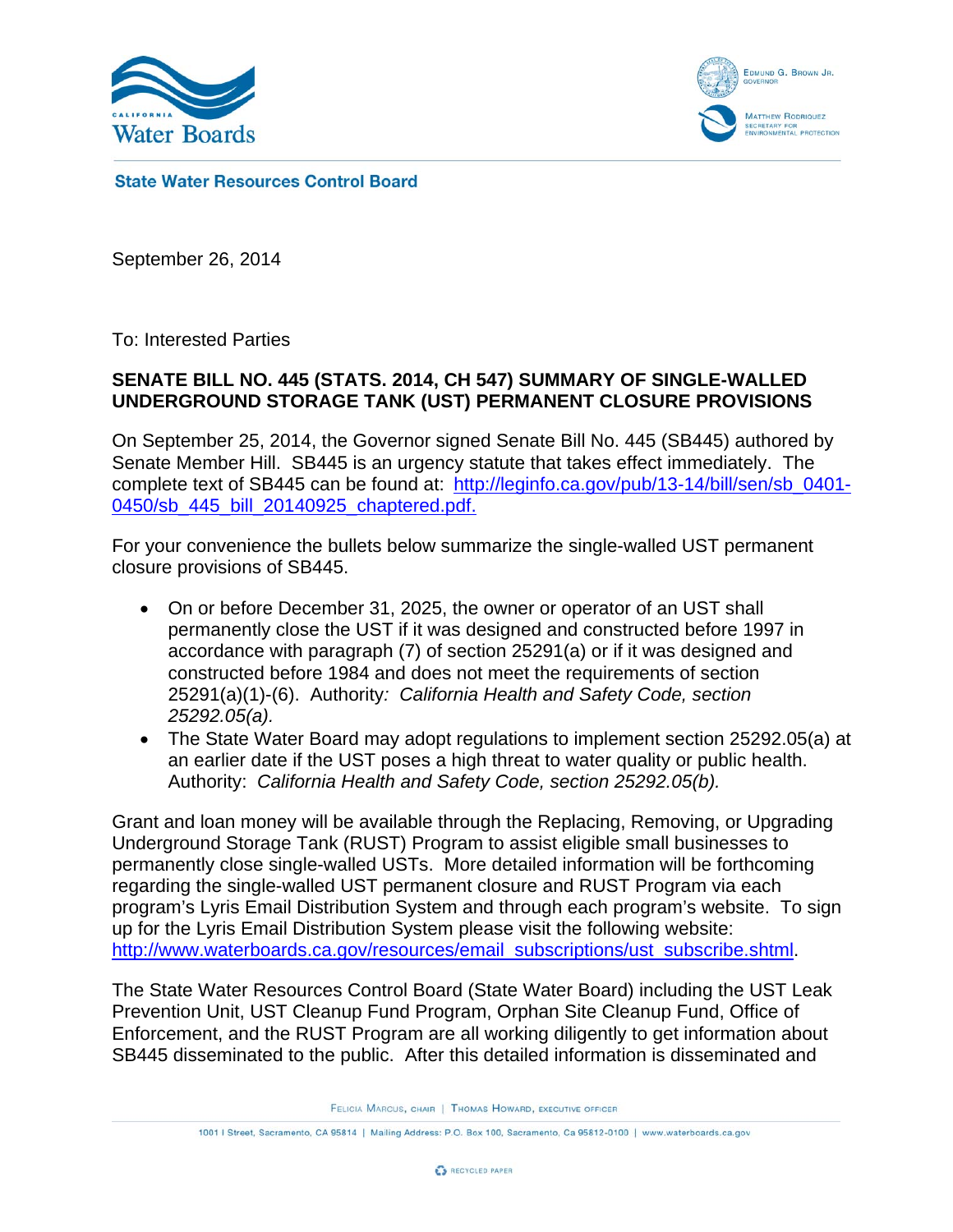California Water Boards

Edmund G. Brown Jr., Governor

Matthew Rodriquez, Secretary for Environmental Protection

**State Water Resources Control Board**

September 26, 2014

To: Interested Parties

**SENATE BILL NO. 445 (STATS. 2014, CH 547) SUMMARY OF SINGLE-WALLED UNDERGROUND STORAGE TANK (UST) PERMANENT CLOSURE PROVISIONS**

On September 25, 2014, the Governor signed Senate Bill No. 445 (SB445) authored by Senate Member Hill. SB445 is an urgency statute that takes effect immediately. The complete text of SB445 can be found at: [http://leginfo.ca.gov/pub/13-14/bill/sen/sb_0401-0450/sb_445_bill_20140925_chaptered.pdf.](http://leginfo.ca.gov/pub/13-14/bill/sen/sb_0401-0450/sb_445_bill_20140925_chaptered.pdf)

For your convenience the bullets below summarize the single-walled UST permanent closure provisions of SB445.

- On or before December 31, 2025, the owner or operator of an UST shall permanently close the UST if it was designed and constructed before 1997 in accordance with paragraph (7) of section 25291(a) or if it was designed and constructed before 1984 and does not meet the requirements of section 25291(a)(1)-(6). Authority*: California Health and Safety Code, section 25292.05(a).*
- The State Water Board may adopt regulations to implement section 25292.05(a) at an earlier date if the UST poses a high threat to water quality or public health. Authority: *California Health and Safety Code, section 25292.05(b).*

Grant and loan money will be available through the Replacing, Removing, or Upgrading Underground Storage Tank (RUST) Program to assist eligible small businesses to permanently close single-walled USTs. More detailed information will be forthcoming regarding the single-walled UST permanent closure and RUST Program via each program's Lyris Email Distribution System and through each program's website. To sign up for the Lyris Email Distribution System please visit the following website: [http://www.waterboards.ca.gov/resources/email_subscriptions/ust_subscribe.shtml](http://www.waterboards.ca.gov/resources/email_subscriptions/ust_subscribe.shtml).

The State Water Resources Control Board (State Water Board) including the UST Leak Prevention Unit, UST Cleanup Fund Program, Orphan Site Cleanup Fund, Office of Enforcement, and the RUST Program are all working diligently to get information about SB445 disseminated to the public. After this detailed information is disseminated and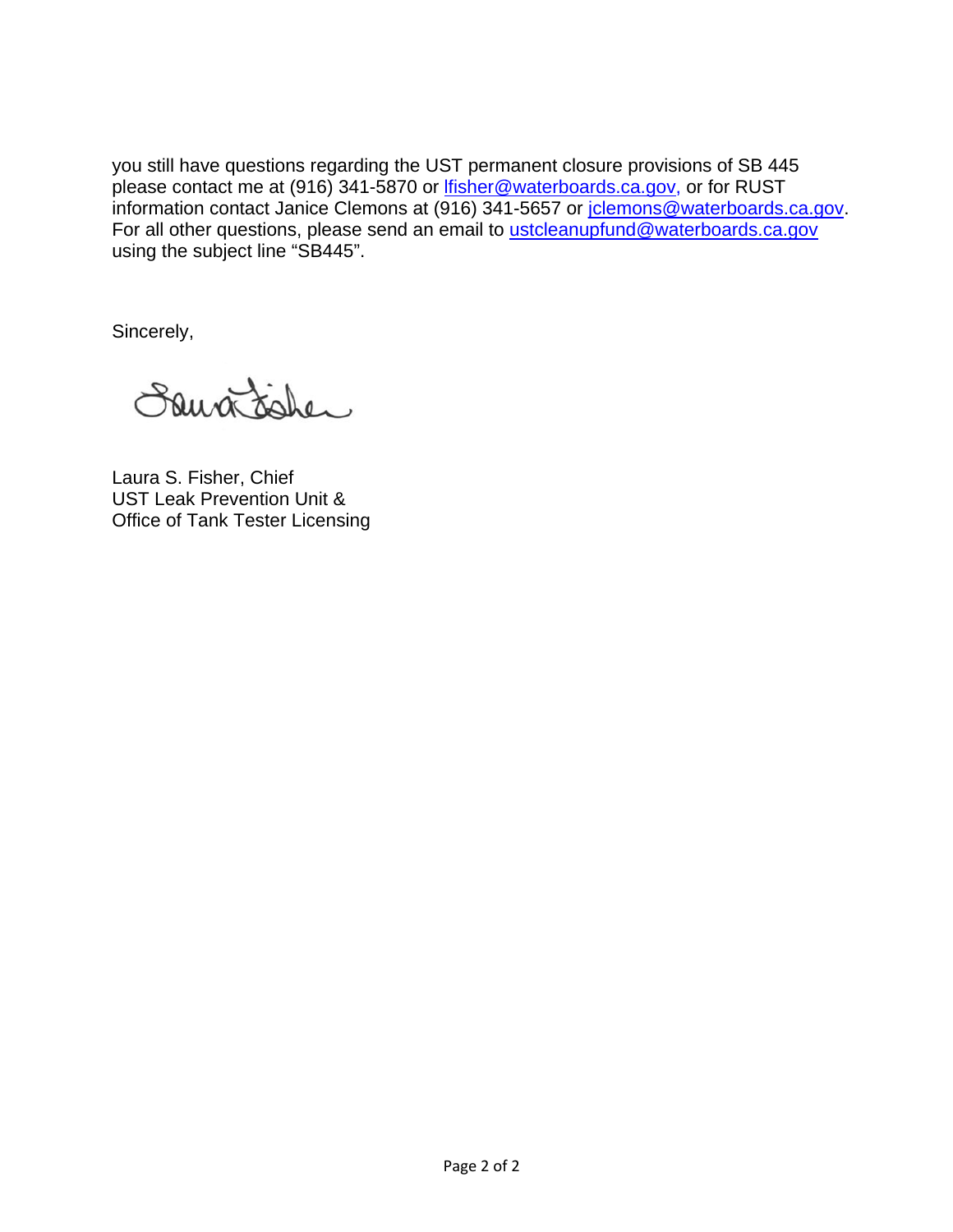you still have questions regarding the UST permanent closure provisions of SB 445 please contact me at (916) 341-5870 or lfisher@waterboards.ca.gov, or for RUST information contact Janice Clemons at (916) 341-5657 or jclemons@waterboards.ca.gov. For all other questions, please send an email to ustcleanupfund@waterboards.ca.gov using the subject line "SB445".

Sincerely,

Laura S. Fisher, Chief
UST Leak Prevention Unit &
Office of Tank Tester Licensing